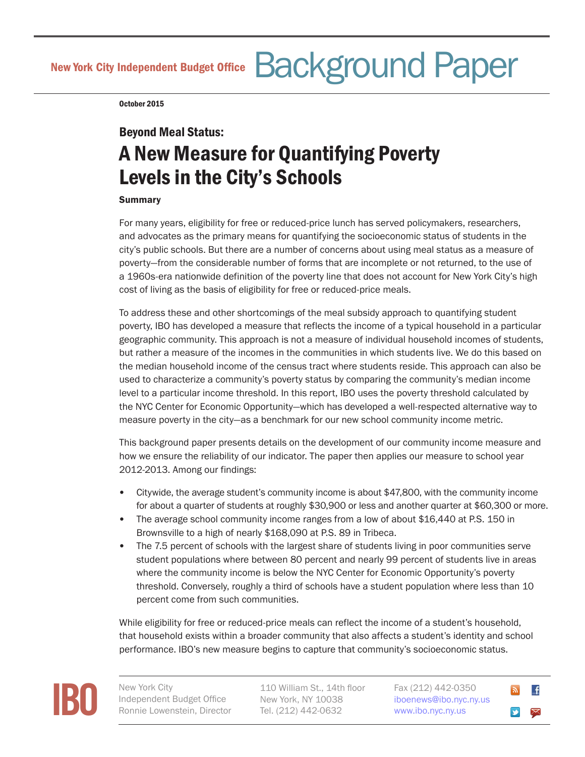New York City Independent Budget Office **Background Paper**

**October 2015**

### Beyond Meal Status:

# A New Measure for Quantifying Poverty Levels in the City's Schools

**Summary**

For many years, eligibility for free or reduced-price lunch has served policymakers, researchers, and advocates as the primary means for quantifying the socioeconomic status of students in the city's public schools. But there are a number of concerns about using meal status as a measure of poverty—from the considerable number of forms that are incomplete or not returned, to the use of a 1960s-era nationwide definition of the poverty line that does not account for New York City's high cost of living as the basis of eligibility for free or reduced-price meals.

To address these and other shortcomings of the meal subsidy approach to quantifying student poverty, IBO has developed a measure that reflects the income of a typical household in a particular geographic community. This approach is not a measure of individual household incomes of students, but rather a measure of the incomes in the communities in which students live. We do this based on the median household income of the census tract where students reside. This approach can also be used to characterize a community's poverty status by comparing the community's median income level to a particular income threshold. In this report, IBO uses the poverty threshold calculated by the NYC Center for Economic Opportunity—which has developed a well-respected alternative way to measure poverty in the city—as a benchmark for our new school community income metric.

This background paper presents details on the development of our community income measure and how we ensure the reliability of our indicator. The paper then applies our measure to school year 2012-2013. Among our findings:

- Citywide, the average student's community income is about $47,800, with the community income for about a quarter of students at roughly $30,900 or less and another quarter at $60,300 or more.
- The average school community income ranges from a low of about $16,440 at P.S. 150 in Brownsville to a high of nearly $168,090 at P.S. 89 in Tribeca.
- The 7.5 percent of schools with the largest share of students living in poor communities serve student populations where between 80 percent and nearly 99 percent of students live in areas where the community income is below the NYC Center for Economic Opportunity's poverty threshold. Conversely, roughly a third of schools have a student population where less than 10 percent come from such communities.

While eligibility for free or reduced-price meals can reflect the income of a student's household, that household exists within a broader community that also affects a student's identity and school performance. IBO's new measure begins to capture that community's socioeconomic status.

IBO | New York City Independent Budget Office, Ronnie Lowenstein, Director | 110 William St., 14th floor, New York, NY 10038, Tel. (212) 442-0632 | Fax (212) 442-0350, iboenews@ibo.nyc.ny.us, www.ibo.nyc.ny.us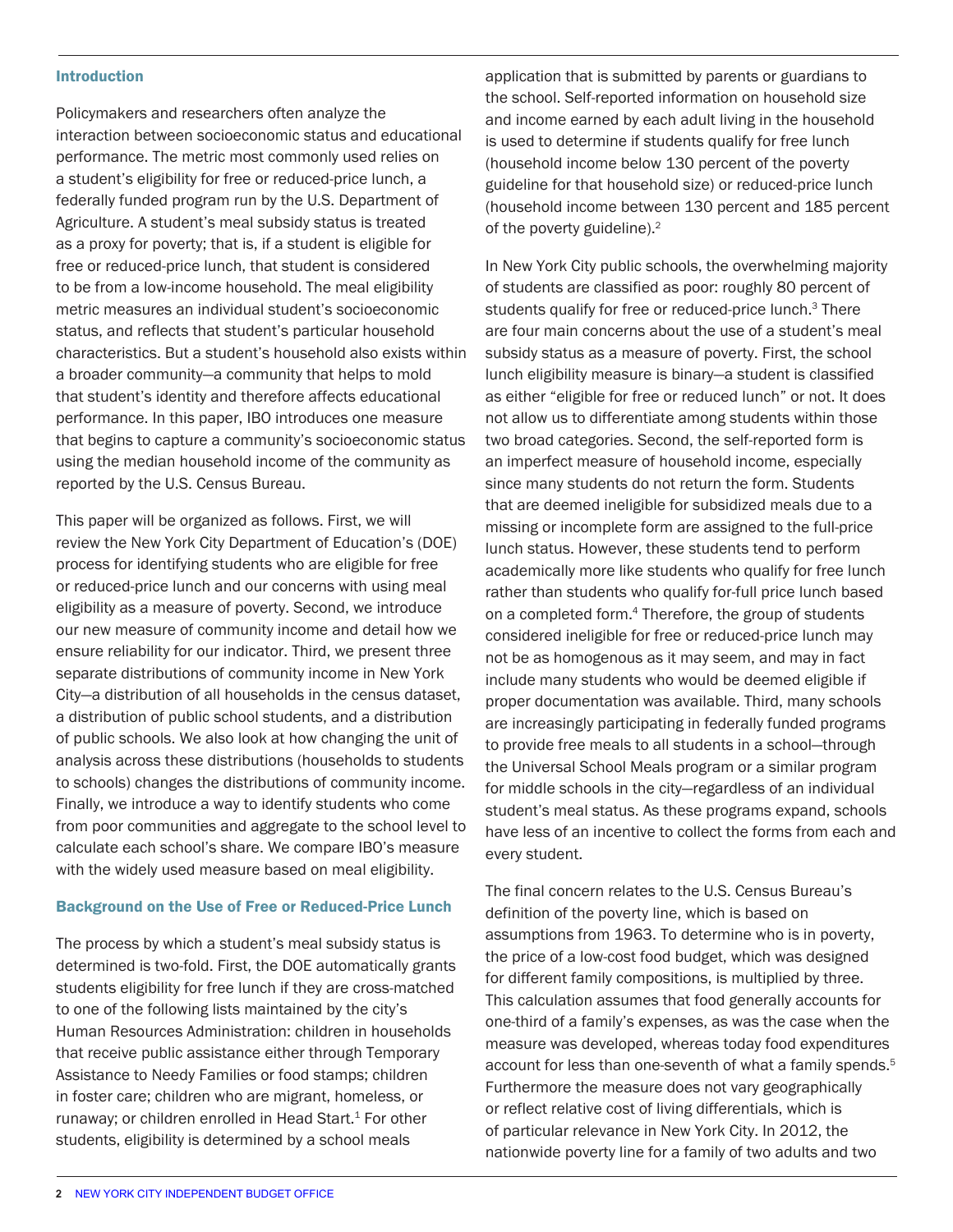## Introduction

Policymakers and researchers often analyze the interaction between socioeconomic status and educational performance. The metric most commonly used relies on a student's eligibility for free or reduced-price lunch, a federally funded program run by the U.S. Department of Agriculture. A student's meal subsidy status is treated as a proxy for poverty; that is, if a student is eligible for free or reduced-price lunch, that student is considered to be from a low-income household. The meal eligibility metric measures an individual student's socioeconomic status, and reflects that student's particular household characteristics. But a student's household also exists within a broader community—a community that helps to mold that student's identity and therefore affects educational performance. In this paper, IBO introduces one measure that begins to capture a community's socioeconomic status using the median household income of the community as reported by the U.S. Census Bureau.

This paper will be organized as follows. First, we will review the New York City Department of Education's (DOE) process for identifying students who are eligible for free or reduced-price lunch and our concerns with using meal eligibility as a measure of poverty. Second, we introduce our new measure of community income and detail how we ensure reliability for our indicator. Third, we present three separate distributions of community income in New York City—a distribution of all households in the census dataset, a distribution of public school students, and a distribution of public schools. We also look at how changing the unit of analysis across these distributions (households to students to schools) changes the distributions of community income. Finally, we introduce a way to identify students who come from poor communities and aggregate to the school level to calculate each school's share. We compare IBO's measure with the widely used measure based on meal eligibility.

## Background on the Use of Free or Reduced-Price Lunch

The process by which a student's meal subsidy status is determined is two-fold. First, the DOE automatically grants students eligibility for free lunch if they are cross-matched to one of the following lists maintained by the city's Human Resources Administration: children in households that receive public assistance either through Temporary Assistance to Needy Families or food stamps; children in foster care; children who are migrant, homeless, or runaway; or children enrolled in Head Start.[1] For other students, eligibility is determined by a school meals application that is submitted by parents or guardians to the school. Self-reported information on household size and income earned by each adult living in the household is used to determine if students qualify for free lunch (household income below 130 percent of the poverty guideline for that household size) or reduced-price lunch (household income between 130 percent and 185 percent of the poverty guideline).[2]

In New York City public schools, the overwhelming majority of students are classified as poor: roughly 80 percent of students qualify for free or reduced-price lunch.[3] There are four main concerns about the use of a student's meal subsidy status as a measure of poverty. First, the school lunch eligibility measure is binary—a student is classified as either "eligible for free or reduced lunch" or not. It does not allow us to differentiate among students within those two broad categories. Second, the self-reported form is an imperfect measure of household income, especially since many students do not return the form. Students that are deemed ineligible for subsidized meals due to a missing or incomplete form are assigned to the full-price lunch status. However, these students tend to perform academically more like students who qualify for free lunch rather than students who qualify for-full price lunch based on a completed form.[4] Therefore, the group of students considered ineligible for free or reduced-price lunch may not be as homogenous as it may seem, and may in fact include many students who would be deemed eligible if proper documentation was available. Third, many schools are increasingly participating in federally funded programs to provide free meals to all students in a school—through the Universal School Meals program or a similar program for middle schools in the city—regardless of an individual student's meal status. As these programs expand, schools have less of an incentive to collect the forms from each and every student.

The final concern relates to the U.S. Census Bureau's definition of the poverty line, which is based on assumptions from 1963. To determine who is in poverty, the price of a low-cost food budget, which was designed for different family compositions, is multiplied by three. This calculation assumes that food generally accounts for one-third of a family's expenses, as was the case when the measure was developed, whereas today food expenditures account for less than one-seventh of what a family spends.[5] Furthermore the measure does not vary geographically or reflect relative cost of living differentials, which is of particular relevance in New York City. In 2012, the nationwide poverty line for a family of two adults and two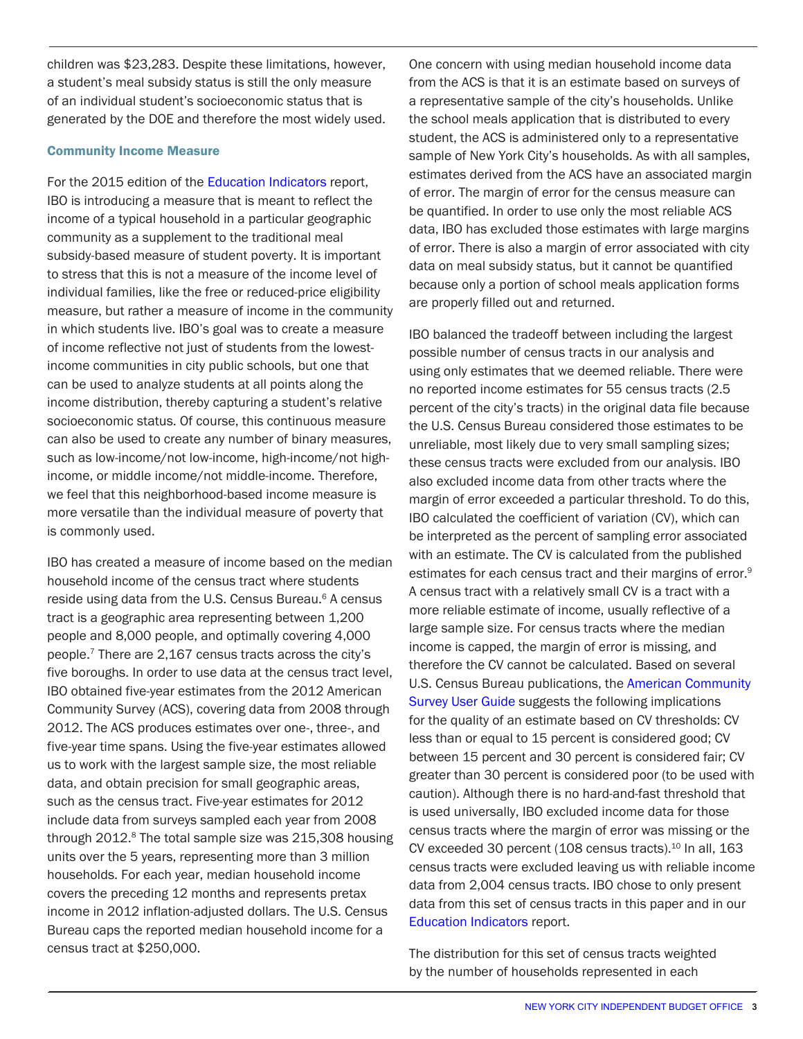children was $23,283. Despite these limitations, however, a student's meal subsidy status is still the only measure of an individual student's socioeconomic status that is generated by the DOE and therefore the most widely used.

### Community Income Measure

For the 2015 edition of the Education Indicators report, IBO is introducing a measure that is meant to reflect the income of a typical household in a particular geographic community as a supplement to the traditional meal subsidy-based measure of student poverty. It is important to stress that this is not a measure of the income level of individual families, like the free or reduced-price eligibility measure, but rather a measure of income in the community in which students live. IBO's goal was to create a measure of income reflective not just of students from the lowest-income communities in city public schools, but one that can be used to analyze students at all points along the income distribution, thereby capturing a student's relative socioeconomic status. Of course, this continuous measure can also be used to create any number of binary measures, such as low-income/not low-income, high-income/not high-income, or middle income/not middle-income. Therefore, we feel that this neighborhood-based income measure is more versatile than the individual measure of poverty that is commonly used.

IBO has created a measure of income based on the median household income of the census tract where students reside using data from the U.S. Census Bureau.[6] A census tract is a geographic area representing between 1,200 people and 8,000 people, and optimally covering 4,000 people.[7] There are 2,167 census tracts across the city's five boroughs. In order to use data at the census tract level, IBO obtained five-year estimates from the 2012 American Community Survey (ACS), covering data from 2008 through 2012. The ACS produces estimates over one-, three-, and five-year time spans. Using the five-year estimates allowed us to work with the largest sample size, the most reliable data, and obtain precision for small geographic areas, such as the census tract. Five-year estimates for 2012 include data from surveys sampled each year from 2008 through 2012.[8] The total sample size was 215,308 housing units over the 5 years, representing more than 3 million households. For each year, median household income covers the preceding 12 months and represents pretax income in 2012 inflation-adjusted dollars. The U.S. Census Bureau caps the reported median household income for a census tract at $250,000.

One concern with using median household income data from the ACS is that it is an estimate based on surveys of a representative sample of the city's households. Unlike the school meals application that is distributed to every student, the ACS is administered only to a representative sample of New York City's households. As with all samples, estimates derived from the ACS have an associated margin of error. The margin of error for the census measure can be quantified. In order to use only the most reliable ACS data, IBO has excluded those estimates with large margins of error. There is also a margin of error associated with city data on meal subsidy status, but it cannot be quantified because only a portion of school meals application forms are properly filled out and returned.

IBO balanced the tradeoff between including the largest possible number of census tracts in our analysis and using only estimates that we deemed reliable. There were no reported income estimates for 55 census tracts (2.5 percent of the city's tracts) in the original data file because the U.S. Census Bureau considered those estimates to be unreliable, most likely due to very small sampling sizes; these census tracts were excluded from our analysis. IBO also excluded income data from other tracts where the margin of error exceeded a particular threshold. To do this, IBO calculated the coefficient of variation (CV), which can be interpreted as the percent of sampling error associated with an estimate. The CV is calculated from the published estimates for each census tract and their margins of error.[9] A census tract with a relatively small CV is a tract with a more reliable estimate of income, usually reflective of a large sample size. For census tracts where the median income is capped, the margin of error is missing, and therefore the CV cannot be calculated. Based on several U.S. Census Bureau publications, the American Community Survey User Guide suggests the following implications for the quality of an estimate based on CV thresholds: CV less than or equal to 15 percent is considered good; CV between 15 percent and 30 percent is considered fair; CV greater than 30 percent is considered poor (to be used with caution). Although there is no hard-and-fast threshold that is used universally, IBO excluded income data for those census tracts where the margin of error was missing or the CV exceeded 30 percent (108 census tracts).[10] In all, 163 census tracts were excluded leaving us with reliable income data from 2,004 census tracts. IBO chose to only present data from this set of census tracts in this paper and in our Education Indicators report.

The distribution for this set of census tracts weighted by the number of households represented in each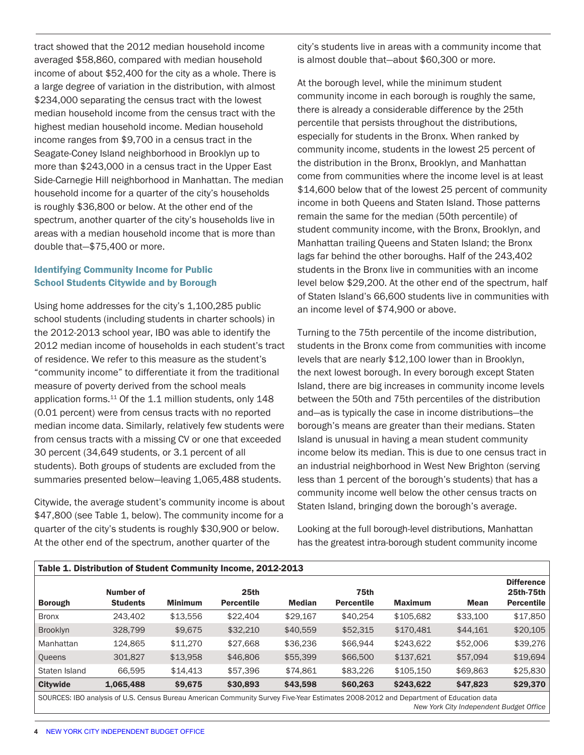tract showed that the 2012 median household income averaged $58,860, compared with median household income of about $52,400 for the city as a whole. There is a large degree of variation in the distribution, with almost $234,000 separating the census tract with the lowest median household income from the census tract with the highest median household income. Median household income ranges from $9,700 in a census tract in the Seagate-Coney Island neighborhood in Brooklyn up to more than $243,000 in a census tract in the Upper East Side-Carnegie Hill neighborhood in Manhattan. The median household income for a quarter of the city's households is roughly $36,800 or below. At the other end of the spectrum, another quarter of the city's households live in areas with a median household income that is more than double that—$75,400 or more.

### Identifying Community Income for Public School Students Citywide and by Borough

Using home addresses for the city's 1,100,285 public school students (including students in charter schools) in the 2012-2013 school year, IBO was able to identify the 2012 median income of households in each student's tract of residence. We refer to this measure as the student's "community income" to differentiate it from the traditional measure of poverty derived from the school meals application forms.[11] Of the 1.1 million students, only 148 (0.01 percent) were from census tracts with no reported median income data. Similarly, relatively few students were from census tracts with a missing CV or one that exceeded 30 percent (34,649 students, or 3.1 percent of all students). Both groups of students are excluded from the summaries presented below—leaving 1,065,488 students.

Citywide, the average student's community income is about $47,800 (see Table 1, below). The community income for a quarter of the city's students is roughly $30,900 or below. At the other end of the spectrum, another quarter of the city's students live in areas with a community income that is almost double that—about $60,300 or more.

At the borough level, while the minimum student community income in each borough is roughly the same, there is already a considerable difference by the 25th percentile that persists throughout the distributions, especially for students in the Bronx. When ranked by community income, students in the lowest 25 percent of the distribution in the Bronx, Brooklyn, and Manhattan come from communities where the income level is at least $14,600 below that of the lowest 25 percent of community income in both Queens and Staten Island. Those patterns remain the same for the median (50th percentile) of student community income, with the Bronx, Brooklyn, and Manhattan trailing Queens and Staten Island; the Bronx lags far behind the other boroughs. Half of the 243,402 students in the Bronx live in communities with an income level below $29,200. At the other end of the spectrum, half of Staten Island's 66,600 students live in communities with an income level of $74,900 or above.

Turning to the 75th percentile of the income distribution, students in the Bronx come from communities with income levels that are nearly $12,100 lower than in Brooklyn, the next lowest borough. In every borough except Staten Island, there are big increases in community income levels between the 50th and 75th percentiles of the distribution and—as is typically the case in income distributions—the borough's means are greater than their medians. Staten Island is unusual in having a mean student community income below its median. This is due to one census tract in an industrial neighborhood in West New Brighton (serving less than 1 percent of the borough's students) that has a community income well below the other census tracts on Staten Island, bringing down the borough's average.

Looking at the full borough-level distributions, Manhattan has the greatest intra-borough student community income

**Table 1. Distribution of Student Community Income, 2012-2013**

| Borough | Number of Students | Minimum | 25th Percentile | Median | 75th Percentile | Maximum | Mean | Difference 25th-75th Percentile |
|---|---|---|---|---|---|---|---|---|
| Bronx | 243,402 | $13,556 | $22,404 | $29,167 | $40,254 | $105,682 | $33,100 | $17,850 |
| Brooklyn | 328,799 | $9,675 | $32,210 | $40,559 | $52,315 | $170,481 | $44,161 | $20,105 |
| Manhattan | 124,865 | $11,270 | $27,668 | $36,236 | $66,944 | $243,622 | $52,006 | $39,276 |
| Queens | 301,827 | $13,958 | $46,806 | $55,399 | $66,500 | $137,621 | $57,094 | $19,694 |
| Staten Island | 66,595 | $14,413 | $57,396 | $74,861 | $83,226 | $105,150 | $69,863 | $25,830 |
| **Citywide** | **1,065,488** | **$9,675** | **$30,893** | **$43,598** | **$60,263** | **$243,622** | **$47,823** | **$29,370** |

SOURCES: IBO analysis of U.S. Census Bureau American Community Survey Five-Year Estimates 2008-2012 and Department of Education data

*New York City Independent Budget Office*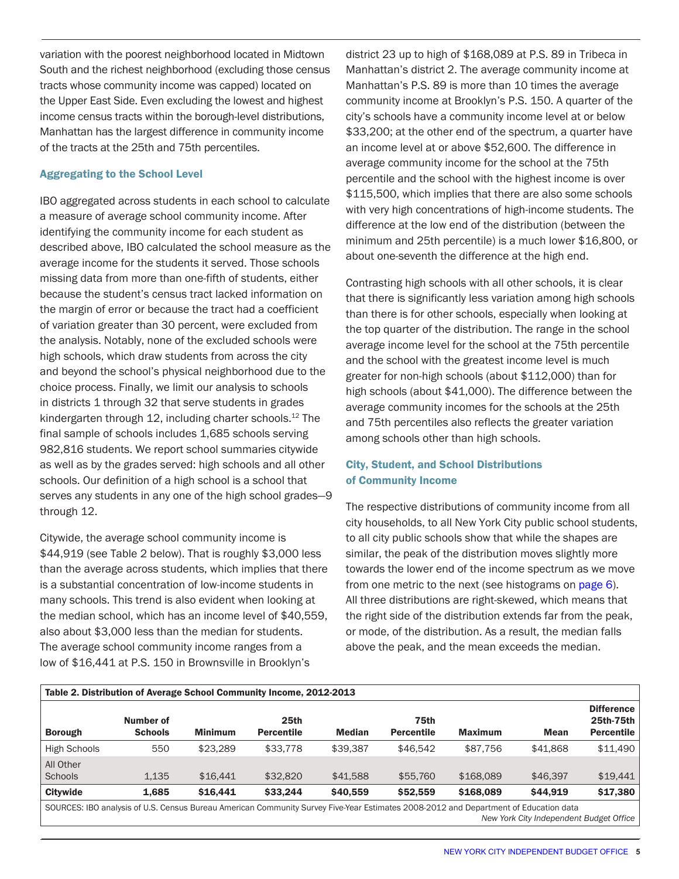variation with the poorest neighborhood located in Midtown South and the richest neighborhood (excluding those census tracts whose community income was capped) located on the Upper East Side. Even excluding the lowest and highest income census tracts within the borough-level distributions, Manhattan has the largest difference in community income of the tracts at the 25th and 75th percentiles.

### Aggregating to the School Level

IBO aggregated across students in each school to calculate a measure of average school community income. After identifying the community income for each student as described above, IBO calculated the school measure as the average income for the students it served. Those schools missing data from more than one-fifth of students, either because the student's census tract lacked information on the margin of error or because the tract had a coefficient of variation greater than 30 percent, were excluded from the analysis. Notably, none of the excluded schools were high schools, which draw students from across the city and beyond the school's physical neighborhood due to the choice process. Finally, we limit our analysis to schools in districts 1 through 32 that serve students in grades kindergarten through 12, including charter schools.[12] The final sample of schools includes 1,685 schools serving 982,816 students. We report school summaries citywide as well as by the grades served: high schools and all other schools. Our definition of a high school is a school that serves any students in any one of the high school grades—9 through 12.

Citywide, the average school community income is $44,919 (see Table 2 below). That is roughly $3,000 less than the average across students, which implies that there is a substantial concentration of low-income students in many schools. This trend is also evident when looking at the median school, which has an income level of $40,559, also about $3,000 less than the median for students. The average school community income ranges from a low of $16,441 at P.S. 150 in Brownsville in Brooklyn's district 23 up to high of $168,089 at P.S. 89 in Tribeca in Manhattan's district 2. The average community income at Manhattan's P.S. 89 is more than 10 times the average community income at Brooklyn's P.S. 150. A quarter of the city's schools have a community income level at or below $33,200; at the other end of the spectrum, a quarter have an income level at or above $52,600. The difference in average community income for the school at the 75th percentile and the school with the highest income is over $115,500, which implies that there are also some schools with very high concentrations of high-income students. The difference at the low end of the distribution (between the minimum and 25th percentile) is a much lower $16,800, or about one-seventh the difference at the high end.

Contrasting high schools with all other schools, it is clear that there is significantly less variation among high schools than there is for other schools, especially when looking at the top quarter of the distribution. The range in the school average income level for the school at the 75th percentile and the school with the greatest income level is much greater for non-high schools (about $112,000) than for high schools (about $41,000). The difference between the average community incomes for the schools at the 25th and 75th percentiles also reflects the greater variation among schools other than high schools.

### City, Student, and School Distributions of Community Income

The respective distributions of community income from all city households, to all New York City public school students, to all city public schools show that while the shapes are similar, the peak of the distribution moves slightly more towards the lower end of the income spectrum as we move from one metric to the next (see histograms on page 6). All three distributions are right-skewed, which means that the right side of the distribution extends far from the peak, or mode, of the distribution. As a result, the median falls above the peak, and the mean exceeds the median.

**Table 2. Distribution of Average School Community Income, 2012-2013**

| Borough | Number of Schools | Minimum | 25th Percentile | Median | 75th Percentile | Maximum | Mean | Difference 25th-75th Percentile |
|---|---|---|---|---|---|---|---|---|
| High Schools | 550 | $23,289 | $33,778 | $39,387 | $46,542 | $87,756 | $41,868 | $11,490 |
| All Other Schools | 1,135 | $16,441 | $32,820 | $41,588 | $55,760 | $168,089 | $46,397 | $19,441 |
| **Citywide** | **1,685** | **$16,441** | **$33,244** | **$40,559** | **$52,559** | **$168,089** | **$44,919** | **$17,380** |

SOURCES: IBO analysis of U.S. Census Bureau American Community Survey Five-Year Estimates 2008-2012 and Department of Education data

*New York City Independent Budget Office*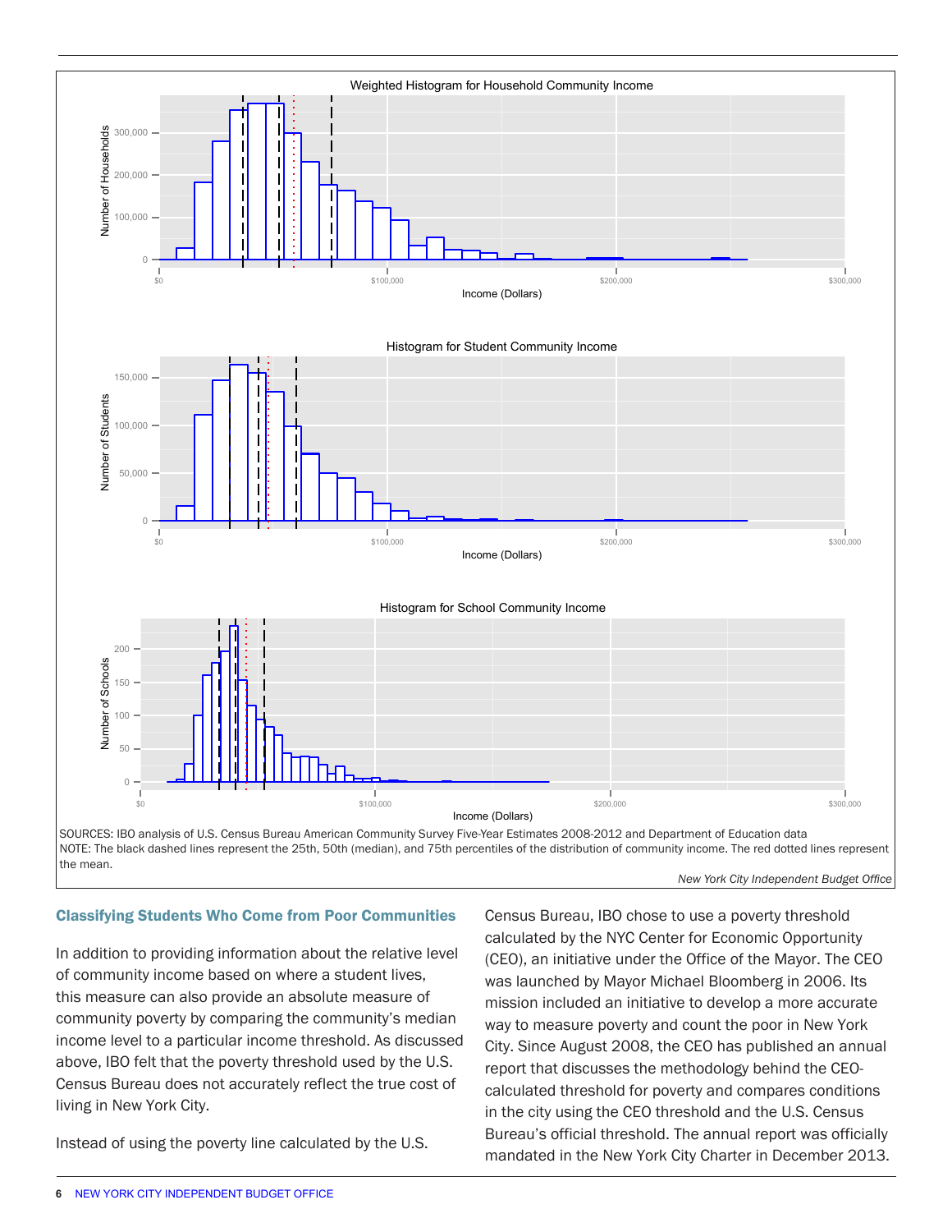Weighted Histogram for Household Community Income

Histogram for Student Community Income

Histogram for School Community Income

SOURCES: IBO analysis of U.S. Census Bureau American Community Survey Five-Year Estimates 2008-2012 and Department of Education data
NOTE: The black dashed lines represent the 25th, 50th (median), and 75th percentiles of the distribution of community income. The red dotted lines represent the mean.

*New York City Independent Budget Office*

### Classifying Students Who Come from Poor Communities

In addition to providing information about the relative level of community income based on where a student lives, this measure can also provide an absolute measure of community poverty by comparing the community's median income level to a particular income threshold. As discussed above, IBO felt that the poverty threshold used by the U.S. Census Bureau does not accurately reflect the true cost of living in New York City.

Instead of using the poverty line calculated by the U.S. Census Bureau, IBO chose to use a poverty threshold calculated by the NYC Center for Economic Opportunity (CEO), an initiative under the Office of the Mayor. The CEO was launched by Mayor Michael Bloomberg in 2006. Its mission included an initiative to develop a more accurate way to measure poverty and count the poor in New York City. Since August 2008, the CEO has published an annual report that discusses the methodology behind the CEO-calculated threshold for poverty and compares conditions in the city using the CEO threshold and the U.S. Census Bureau's official threshold. The annual report was officially mandated in the New York City Charter in December 2013.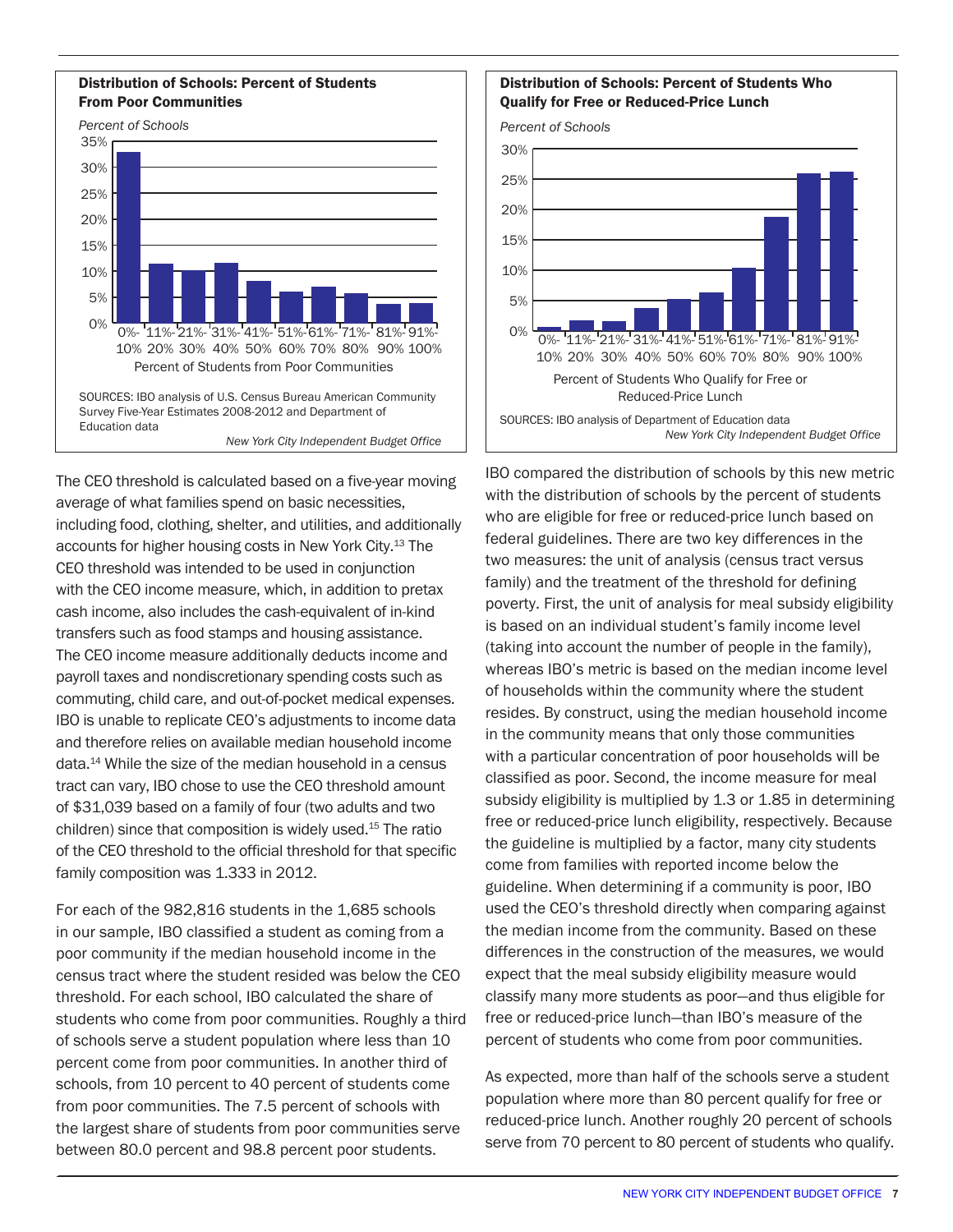**Distribution of Schools: Percent of Students From Poor Communities**

*Percent of Schools*

Percent of Students from Poor Communities

SOURCES: IBO analysis of U.S. Census Bureau American Community Survey Five-Year Estimates 2008-2012 and Department of Education data

*New York City Independent Budget Office*

**Distribution of Schools: Percent of Students Who Qualify for Free or Reduced-Price Lunch**

*Percent of Schools*

Percent of Students Who Qualify for Free or Reduced-Price Lunch

SOURCES: IBO analysis of Department of Education data

*New York City Independent Budget Office*

The CEO threshold is calculated based on a five-year moving average of what families spend on basic necessities, including food, clothing, shelter, and utilities, and additionally accounts for higher housing costs in New York City.[13] The CEO threshold was intended to be used in conjunction with the CEO income measure, which, in addition to pretax cash income, also includes the cash-equivalent of in-kind transfers such as food stamps and housing assistance. The CEO income measure additionally deducts income and payroll taxes and nondiscretionary spending costs such as commuting, child care, and out-of-pocket medical expenses. IBO is unable to replicate CEO's adjustments to income data and therefore relies on available median household income data.[14] While the size of the median household in a census tract can vary, IBO chose to use the CEO threshold amount of $31,039 based on a family of four (two adults and two children) since that composition is widely used.[15] The ratio of the CEO threshold to the official threshold for that specific family composition was 1.333 in 2012.

For each of the 982,816 students in the 1,685 schools in our sample, IBO classified a student as coming from a poor community if the median household income in the census tract where the student resided was below the CEO threshold. For each school, IBO calculated the share of students who come from poor communities. Roughly a third of schools serve a student population where less than 10 percent come from poor communities. In another third of schools, from 10 percent to 40 percent of students come from poor communities. The 7.5 percent of schools with the largest share of students from poor communities serve between 80.0 percent and 98.8 percent poor students.

IBO compared the distribution of schools by this new metric with the distribution of schools by the percent of students who are eligible for free or reduced-price lunch based on federal guidelines. There are two key differences in the two measures: the unit of analysis (census tract versus family) and the treatment of the threshold for defining poverty. First, the unit of analysis for meal subsidy eligibility is based on an individual student's family income level (taking into account the number of people in the family), whereas IBO's metric is based on the median income level of households within the community where the student resides. By construct, using the median household income in the community means that only those communities with a particular concentration of poor households will be classified as poor. Second, the income measure for meal subsidy eligibility is multiplied by 1.3 or 1.85 in determining free or reduced-price lunch eligibility, respectively. Because the guideline is multiplied by a factor, many city students come from families with reported income below the guideline. When determining if a community is poor, IBO used the CEO's threshold directly when comparing against the median income from the community. Based on these differences in the construction of the measures, we would expect that the meal subsidy eligibility measure would classify many more students as poor—and thus eligible for free or reduced-price lunch—than IBO's measure of the percent of students who come from poor communities.

As expected, more than half of the schools serve a student population where more than 80 percent qualify for free or reduced-price lunch. Another roughly 20 percent of schools serve from 70 percent to 80 percent of students who qualify.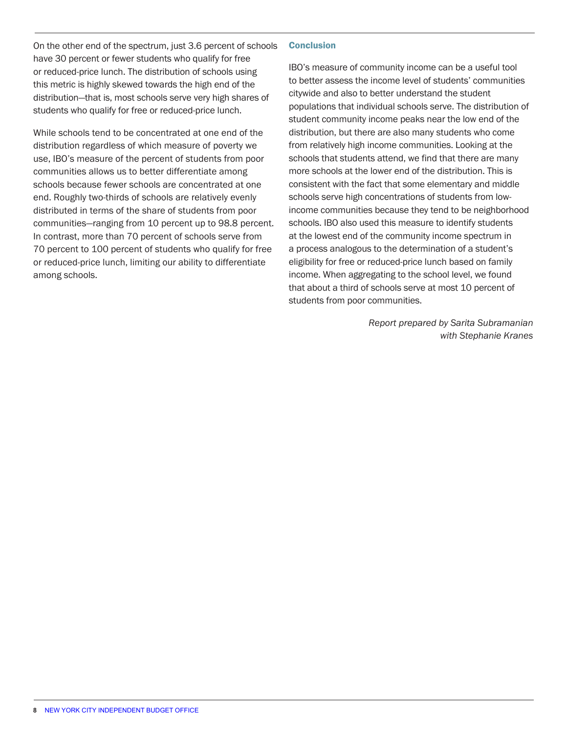On the other end of the spectrum, just 3.6 percent of schools have 30 percent or fewer students who qualify for free or reduced-price lunch. The distribution of schools using this metric is highly skewed towards the high end of the distribution—that is, most schools serve very high shares of students who qualify for free or reduced-price lunch.

While schools tend to be concentrated at one end of the distribution regardless of which measure of poverty we use, IBO's measure of the percent of students from poor communities allows us to better differentiate among schools because fewer schools are concentrated at one end. Roughly two-thirds of schools are relatively evenly distributed in terms of the share of students from poor communities—ranging from 10 percent up to 98.8 percent. In contrast, more than 70 percent of schools serve from 70 percent to 100 percent of students who qualify for free or reduced-price lunch, limiting our ability to differentiate among schools.

## Conclusion

IBO's measure of community income can be a useful tool to better assess the income level of students' communities citywide and also to better understand the student populations that individual schools serve. The distribution of student community income peaks near the low end of the distribution, but there are also many students who come from relatively high income communities. Looking at the schools that students attend, we find that there are many more schools at the lower end of the distribution. This is consistent with the fact that some elementary and middle schools serve high concentrations of students from low-income communities because they tend to be neighborhood schools. IBO also used this measure to identify students at the lowest end of the community income spectrum in a process analogous to the determination of a student's eligibility for free or reduced-price lunch based on family income. When aggregating to the school level, we found that about a third of schools serve at most 10 percent of students from poor communities.

*Report prepared by Sarita Subramanian with Stephanie Kranes*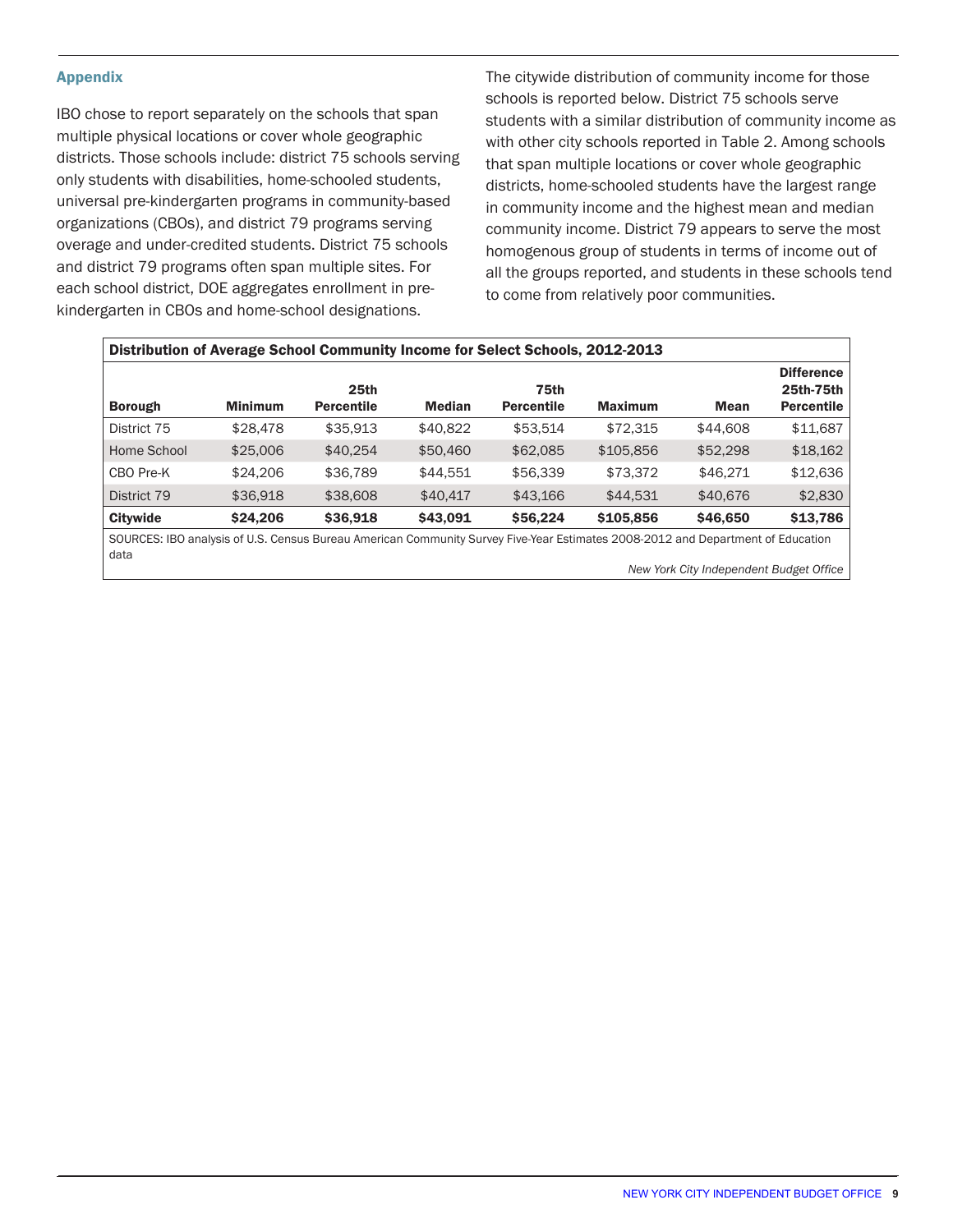## Appendix

IBO chose to report separately on the schools that span multiple physical locations or cover whole geographic districts. Those schools include: district 75 schools serving only students with disabilities, home-schooled students, universal pre-kindergarten programs in community-based organizations (CBOs), and district 79 programs serving overage and under-credited students. District 75 schools and district 79 programs often span multiple sites. For each school district, DOE aggregates enrollment in pre-kindergarten in CBOs and home-school designations.

The citywide distribution of community income for those schools is reported below. District 75 schools serve students with a similar distribution of community income as with other city schools reported in Table 2. Among schools that span multiple locations or cover whole geographic districts, home-schooled students have the largest range in community income and the highest mean and median community income. District 79 appears to serve the most homogenous group of students in terms of income out of all the groups reported, and students in these schools tend to come from relatively poor communities.

**Distribution of Average School Community Income for Select Schools, 2012-2013**

| Borough | Minimum | 25th Percentile | Median | 75th Percentile | Maximum | Mean | Difference 25th-75th Percentile |
|---|---|---|---|---|---|---|---|
| District 75 | $28,478 | $35,913 | $40,822 | $53,514 | $72,315 | $44,608 | $11,687 |
| Home School | $25,006 | $40,254 | $50,460 | $62,085 | $105,856 | $52,298 | $18,162 |
| CBO Pre-K | $24,206 | $36,789 | $44,551 | $56,339 | $73,372 | $46,271 | $12,636 |
| District 79 | $36,918 | $38,608 | $40,417 | $43,166 | $44,531 | $40,676 | $2,830 |
| **Citywide** | **$24,206** | **$36,918** | **$43,091** | **$56,224** | **$105,856** | **$46,650** | **$13,786** |

SOURCES: IBO analysis of U.S. Census Bureau American Community Survey Five-Year Estimates 2008-2012 and Department of Education data

*New York City Independent Budget Office*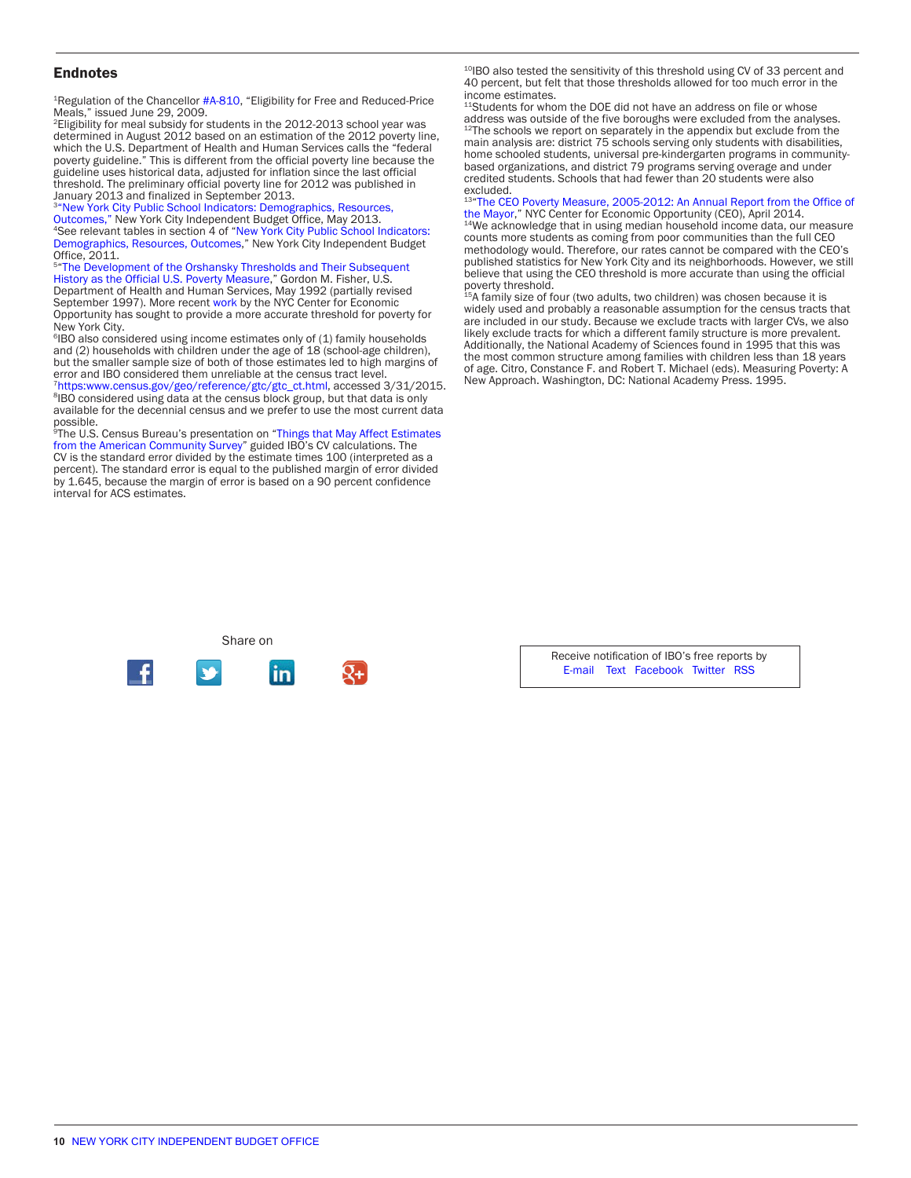## Endnotes

[1]Regulation of the Chancellor #A-810, "Eligibility for Free and Reduced-Price Meals," issued June 29, 2009.

[2]Eligibility for meal subsidy for students in the 2012-2013 school year was determined in August 2012 based on an estimation of the 2012 poverty line, which the U.S. Department of Health and Human Services calls the "federal poverty guideline." This is different from the official poverty line because the guideline uses historical data, adjusted for inflation since the last official threshold. The preliminary official poverty line for 2012 was published in January 2013 and finalized in September 2013.

[3]"New York City Public School Indicators: Demographics, Resources, Outcomes," New York City Independent Budget Office, May 2013.

[4]See relevant tables in section 4 of "New York City Public School Indicators: Demographics, Resources, Outcomes," New York City Independent Budget Office, 2011.

[5]"The Development of the Orshansky Thresholds and Their Subsequent History as the Official U.S. Poverty Measure," Gordon M. Fisher, U.S. Department of Health and Human Services, May 1992 (partially revised September 1997). More recent work by the NYC Center for Economic Opportunity has sought to provide a more accurate threshold for poverty for New York City.

[6]IBO also considered using income estimates only of (1) family households and (2) households with children under the age of 18 (school-age children), but the smaller sample size of both of those estimates led to high margins of error and IBO considered them unreliable at the census tract level.

[7]https:www.census.gov/geo/reference/gtc/gtc_ct.html, accessed 3/31/2015.

[8]IBO considered using data at the census block group, but that data is only available for the decennial census and we prefer to use the most current data possible.

[9]The U.S. Census Bureau's presentation on "Things that May Affect Estimates from the American Community Survey" guided IBO's CV calculations. The CV is the standard error divided by the estimate times 100 (interpreted as a percent). The standard error is equal to the published margin of error divided by 1.645, because the margin of error is based on a 90 percent confidence interval for ACS estimates.

[10]IBO also tested the sensitivity of this threshold using CV of 33 percent and 40 percent, but felt that those thresholds allowed for too much error in the income estimates.

[11]Students for whom the DOE did not have an address on file or whose address was outside of the five boroughs were excluded from the analyses.

[12]The schools we report on separately in the appendix but exclude from the main analysis are: district 75 schools serving only students with disabilities, home schooled students, universal pre-kindergarten programs in community-based organizations, and district 79 programs serving overage and under credited students. Schools that had fewer than 20 students were also excluded.

[13]"The CEO Poverty Measure, 2005-2012: An Annual Report from the Office of the Mayor," NYC Center for Economic Opportunity (CEO), April 2014.

[14]We acknowledge that in using median household income data, our measure counts more students as coming from poor communities than the full CEO methodology would. Therefore, our rates cannot be compared with the CEO's published statistics for New York City and its neighborhoods. However, we still believe that using the CEO threshold is more accurate than using the official poverty threshold.

[15]A family size of four (two adults, two children) was chosen because it is widely used and probably a reasonable assumption for the census tracts that are included in our study. Because we exclude tracts with larger CVs, we also likely exclude tracts for which a different family structure is more prevalent. Additionally, the National Academy of Sciences found in 1995 that this was the most common structure among families with children less than 18 years of age. Citro, Constance F. and Robert T. Michael (eds). Measuring Poverty: A New Approach. Washington, DC: National Academy Press. 1995.

Share on

Receive notification of IBO's free reports by
E-mail Text Facebook Twitter RSS